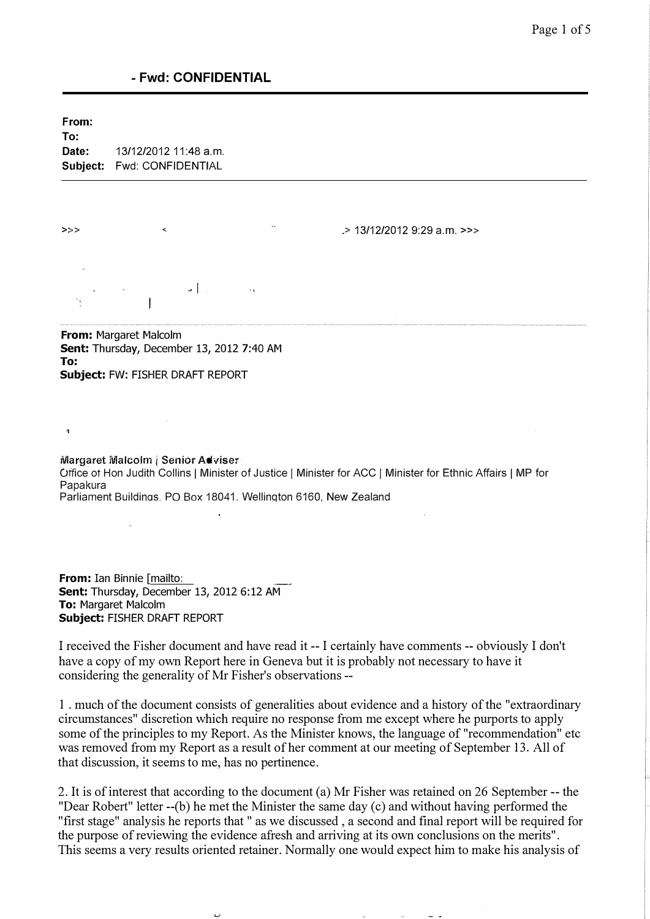## - Fwd: CONFIDENTIAL

**From:**
**To:**
**Date:** 13/12/2012 11:48 a.m.
**Subject:** Fwd: CONFIDENTIAL

>>> < .> 13/12/2012 9:29 a.m. >>>

---

**From:** Margaret Malcolm
**Sent:** Thursday, December 13, 2012 7:40 AM
**To:**
**Subject:** FW: FISHER DRAFT REPORT

**Margaret Malcolm | Senior Adviser**
Office of Hon Judith Collins | Minister of Justice | Minister for ACC | Minister for Ethnic Affairs | MP for Papakura
Parliament Buildings, PO Box 18041, Wellington 6160, New Zealand

**From:** Ian Binnie [mailto:
**Sent:** Thursday, December 13, 2012 6:12 AM
**To:** Margaret Malcolm
**Subject:** FISHER DRAFT REPORT

I received the Fisher document and have read it -- I certainly have comments -- obviously I don't have a copy of my own Report here in Geneva but it is probably not necessary to have it considering the generality of Mr Fisher's observations --

1 . much of the document consists of generalities about evidence and a history of the "extraordinary circumstances" discretion which require no response from me except where he purports to apply some of the principles to my Report. As the Minister knows, the language of "recommendation" etc was removed from my Report as a result of her comment at our meeting of September 13. All of that discussion, it seems to me, has no pertinence.

2. It is of interest that according to the document (a) Mr Fisher was retained on 26 September -- the "Dear Robert" letter --(b) he met the Minister the same day (c) and without having performed the "first stage" analysis he reports that " as we discussed , a second and final report will be required for the purpose of reviewing the evidence afresh and arriving at its own conclusions on the merits". This seems a very results oriented retainer. Normally one would expect him to make his analysis of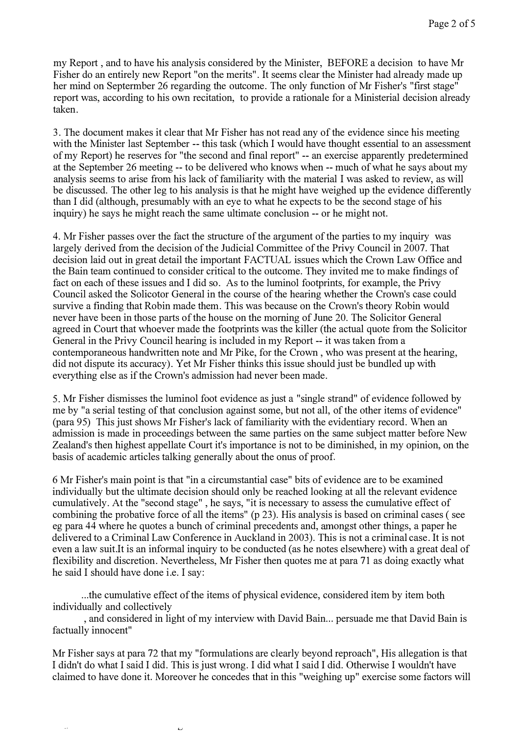my Report , and to have his analysis considered by the Minister, BEFORE a decision to have Mr Fisher do an entirely new Report "on the merits". It seems clear the Minister had already made up her mind on September 26 regarding the outcome. The only function of Mr Fisher's "first stage" report was, according to his own recitation, to provide a rationale for a Ministerial decision already taken.

3. The document makes it clear that Mr Fisher has not read any of the evidence since his meeting with the Minister last September -- this task (which I would have thought essential to an assessment of my Report) he reserves for "the second and final report" -- an exercise apparently predetermined at the September 26 meeting -- to be delivered who knows when -- much of what he says about my analysis seems to arise from his lack of familiarity with the material I was asked to review, as will be discussed. The other leg to his analysis is that he might have weighed up the evidence differently than I did (although, presumably with an eye to what he expects to be the second stage of his inquiry) he says he might reach the same ultimate conclusion -- or he might not.

4. Mr Fisher passes over the fact the structure of the argument of the parties to my inquiry was largely derived from the decision of the Judicial Committee of the Privy Council in 2007. That decision laid out in great detail the important FACTUAL issues which the Crown Law Office and the Bain team continued to consider critical to the outcome. They invited me to make findings of fact on each of these issues and I did so. As to the luminol footprints, for example, the Privy Council asked the Solicotor General in the course of the hearing whether the Crown's case could survive a finding that Robin made them. This was because on the Crown's theory Robin would never have been in those parts of the house on the morning of June 20. The Solicitor General agreed in Court that whoever made the footprints was the killer (the actual quote from the Solicitor General in the Privy Council hearing is included in my Report -- it was taken from a contemporaneous handwritten note and Mr Pike, for the Crown , who was present at the hearing, did not dispute its accuracy). Yet Mr Fisher thinks this issue should just be bundled up with everything else as if the Crown's admission had never been made.

5. Mr Fisher dismisses the luminol foot evidence as just a "single strand" of evidence followed by me by "a serial testing of that conclusion against some, but not all, of the other items of evidence" (para 95) This just shows Mr Fisher's lack of familiarity with the evidentiary record. When an admission is made in proceedings between the same parties on the same subject matter before New Zealand's then highest appellate Court it's importance is not to be diminished, in my opinion, on the basis of academic articles talking generally about the onus of proof.

6 Mr Fisher's main point is that "in a circumstantial case" bits of evidence are to be examined individually but the ultimate decision should only be reached looking at all the relevant evidence cumulatively. At the "second stage" , he says, "it is necessary to assess the cumulative effect of combining the probative force of all the items" (p 23). His analysis is based on criminal cases ( see eg para 44 where he quotes a bunch of criminal precedents and, amongst other things, a paper he delivered to a Criminal Law Conference in Auckland in 2003). This is not a criminal case. It is not even a law suit.It is an informal inquiry to be conducted (as he notes elsewhere) with a great deal of flexibility and discretion. Nevertheless, Mr Fisher then quotes me at para 71 as doing exactly what he said I should have done i.e. I say:

> ...the cumulative effect of the items of physical evidence, considered item by item both individually and collectively
> , and considered in light of my interview with David Bain... persuade me that David Bain is factually innocent"

Mr Fisher says at para 72 that my "formulations are clearly beyond reproach", His allegation is that I didn't do what I said I did. This is just wrong. I did what I said I did. Otherwise I wouldn't have claimed to have done it. Moreover he concedes that in this "weighing up" exercise some factors will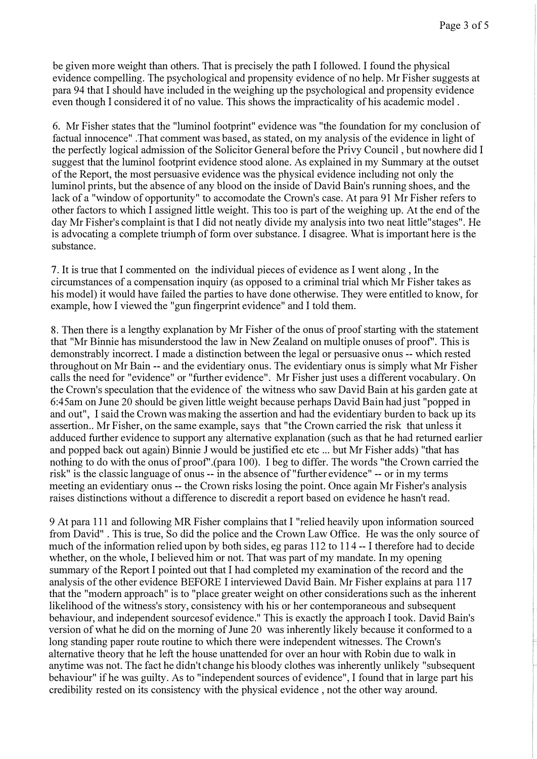be given more weight than others. That is precisely the path I followed. I found the physical evidence compelling. The psychological and propensity evidence of no help. Mr Fisher suggests at para 94 that I should have included in the weighing up the psychological and propensity evidence even though I considered it of no value. This shows the impracticality of his academic model .

6. Mr Fisher states that the "luminol footprint" evidence was "the foundation for my conclusion of factual innocence" .That comment was based, as stated, on my analysis of the evidence in light of the perfectly logical admission of the Solicitor General before the Privy Council , but nowhere did I suggest that the luminol footprint evidence stood alone. As explained in my Summary at the outset of the Report, the most persuasive evidence was the physical evidence including not only the luminol prints, but the absence of any blood on the inside of David Bain's running shoes, and the lack of a "window of opportunity" to accomodate the Crown's case. At para 91 Mr Fisher refers to other factors to which I assigned little weight. This too is part of the weighing up. At the end of the day Mr Fisher's complaint is that I did not neatly divide my analysis into two neat little"stages". He is advocating a complete triumph of form over substance. I disagree. What is important here is the substance.

7. It is true that I commented on the individual pieces of evidence as I went along , In the circumstances of a compensation inquiry (as opposed to a criminal trial which Mr Fisher takes as his model) it would have failed the parties to have done otherwise. They were entitled to know, for example, how I viewed the "gun fingerprint evidence" and I told them.

8. Then there is a lengthy explanation by Mr Fisher of the onus of proof starting with the statement that "Mr Binnie has misunderstood the law in New Zealand on multiple onuses of proof". This is demonstrably incorrect. I made a distinction between the legal or persuasive onus -- which rested throughout on Mr Bain -- and the evidentiary onus. The evidentiary onus is simply what Mr Fisher calls the need for "evidence" or "further evidence". Mr Fisher just uses a different vocabulary. On the Crown's speculation that the evidence of the witness who saw David Bain at his garden gate at 6:45am on June 20 should be given little weight because perhaps David Bain had just "popped in and out", I said the Crown was making the assertion and had the evidentiary burden to back up its assertion.. Mr Fisher, on the same example, says that "the Crown carried the risk that unless it adduced further evidence to support any alternative explanation (such as that he had returned earlier and popped back out again) Binnie J would be justified etc etc ... but Mr Fisher adds) "that has nothing to do with the onus of proof".(para 100). I beg to differ. The words "the Crown carried the risk" is the classic language of onus -- in the absence of "further evidence" -- or in my terms meeting an evidentiary onus -- the Crown risks losing the point. Once again Mr Fisher's analysis raises distinctions without a difference to discredit a report based on evidence he hasn't read.

9 At para 111 and following MR Fisher complains that I "relied heavily upon information sourced from David" . This is true, So did the police and the Crown Law Office. He was the only source of much of the information relied upon by both sides, eg paras 112 to 114 -- I therefore had to decide whether, on the whole, I believed him or not. That was part of my mandate. In my opening summary of the Report I pointed out that I had completed my examination of the record and the analysis of the other evidence BEFORE I interviewed David Bain. Mr Fisher explains at para 117 that the "modern approach" is to "place greater weight on other considerations such as the inherent likelihood of the witness's story, consistency with his or her contemporaneous and subsequent behaviour, and independent sourcesof evidence." This is exactly the approach I took. David Bain's version of what he did on the morning of June 20 was inherently likely because it conformed to a long standing paper route routine to which there were independent witnesses. The Crown's alternative theory that he left the house unattended for over an hour with Robin due to walk in anytime was not. The fact he didn't change his bloody clothes was inherently unlikely "subsequent behaviour" if he was guilty. As to "independent sources of evidence", I found that in large part his credibility rested on its consistency with the physical evidence , not the other way around.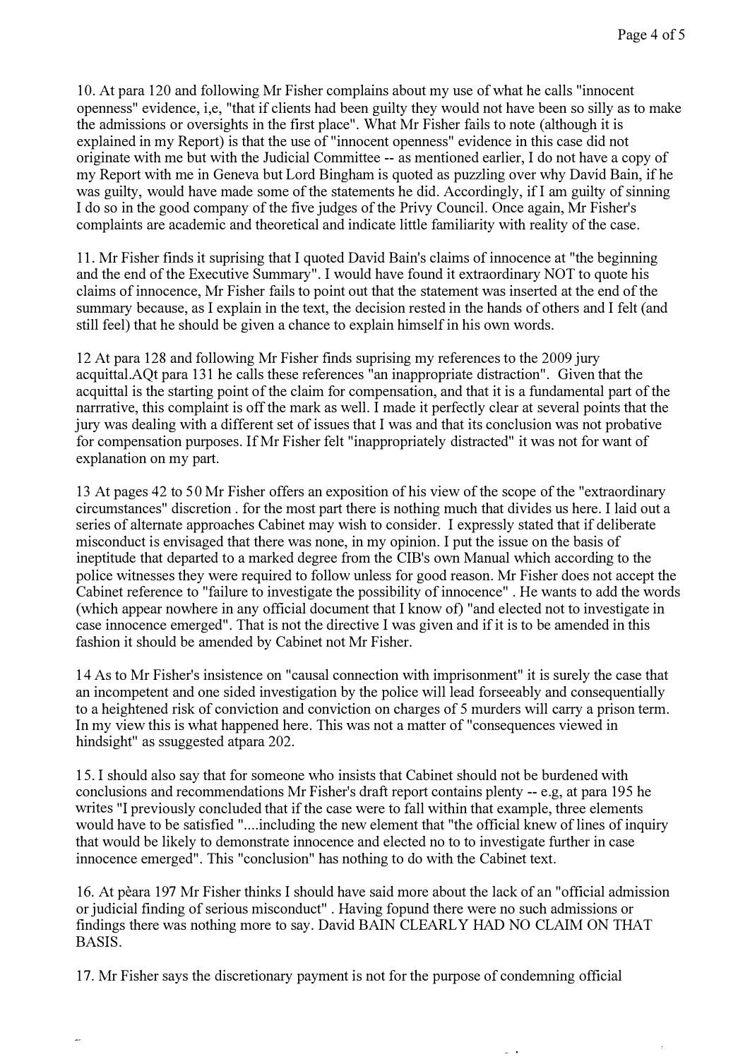10. At para 120 and following Mr Fisher complains about my use of what he calls "innocent openness" evidence, i,e, "that if clients had been guilty they would not have been so silly as to make the admissions or oversights in the first place". What Mr Fisher fails to note (although it is explained in my Report) is that the use of "innocent openness" evidence in this case did not originate with me but with the Judicial Committee -- as mentioned earlier, I do not have a copy of my Report with me in Geneva but Lord Bingham is quoted as puzzling over why David Bain, if he was guilty, would have made some of the statements he did. Accordingly, if I am guilty of sinning I do so in the good company of the five judges of the Privy Council. Once again, Mr Fisher's complaints are academic and theoretical and indicate little familiarity with reality of the case.

11. Mr Fisher finds it suprising that I quoted David Bain's claims of innocence at "the beginning and the end of the Executive Summary". I would have found it extraordinary NOT to quote his claims of innocence, Mr Fisher fails to point out that the statement was inserted at the end of the summary because, as I explain in the text, the decision rested in the hands of others and I felt (and still feel) that he should be given a chance to explain himself in his own words.

12 At para 128 and following Mr Fisher finds suprising my references to the 2009 jury acquittal.AQt para 131 he calls these references "an inappropriate distraction". Given that the acquittal is the starting point of the claim for compensation, and that it is a fundamental part of the narrrative, this complaint is off the mark as well. I made it perfectly clear at several points that the jury was dealing with a different set of issues that I was and that its conclusion was not probative for compensation purposes. If Mr Fisher felt "inappropriately distracted" it was not for want of explanation on my part.

13 At pages 42 to 50 Mr Fisher offers an exposition of his view of the scope of the "extraordinary circumstances" discretion . for the most part there is nothing much that divides us here. I laid out a series of alternate approaches Cabinet may wish to consider. I expressly stated that if deliberate misconduct is envisaged that there was none, in my opinion. I put the issue on the basis of ineptitude that departed to a marked degree from the CIB's own Manual which according to the police witnesses they were required to follow unless for good reason. Mr Fisher does not accept the Cabinet reference to "failure to investigate the possibility of innocence" . He wants to add the words (which appear nowhere in any official document that I know of) "and elected not to investigate in case innocence emerged". That is not the directive I was given and if it is to be amended in this fashion it should be amended by Cabinet not Mr Fisher.

14 As to Mr Fisher's insistence on "causal connection with imprisonment" it is surely the case that an incompetent and one sided investigation by the police will lead forseeably and consequentially to a heightened risk of conviction and conviction on charges of 5 murders will carry a prison term. In my view this is what happened here. This was not a matter of "consequences viewed in hindsight" as ssuggested atpara 202.

15. I should also say that for someone who insists that Cabinet should not be burdened with conclusions and recommendations Mr Fisher's draft report contains plenty -- e,g, at para 195 he writes "I previously concluded that if the case were to fall within that example, three elements would have to be satisfied "....including the new element that "the official knew of lines of inquiry that would be likely to demonstrate innocence and elected no to to investigate further in case innocence emerged". This "conclusion" has nothing to do with the Cabinet text.

16. At pèara 197 Mr Fisher thinks I should have said more about the lack of an "official admission or judicial finding of serious misconduct" . Having fopund there were no such admissions or findings there was nothing more to say. David BAIN CLEARLY HAD NO CLAIM ON THAT BASIS.

17. Mr Fisher says the discretionary payment is not for the purpose of condemning official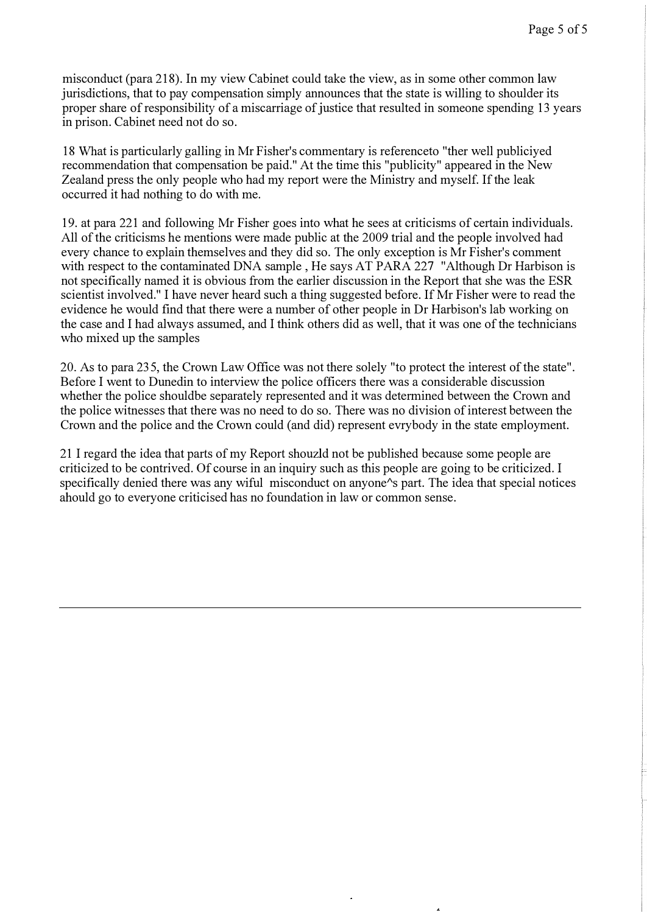misconduct (para 218). In my view Cabinet could take the view, as in some other common law jurisdictions, that to pay compensation simply announces that the state is willing to shoulder its proper share of responsibility of a miscarriage of justice that resulted in someone spending 13 years in prison. Cabinet need not do so.

18 What is particularly galling in Mr Fisher's commentary is referenceto "ther well publiciyed recommendation that compensation be paid." At the time this "publicity" appeared in the New Zealand press the only people who had my report were the Ministry and myself. If the leak occurred it had nothing to do with me.

19. at para 221 and following Mr Fisher goes into what he sees at criticisms of certain individuals. All of the criticisms he mentions were made public at the 2009 trial and the people involved had every chance to explain themselves and they did so. The only exception is Mr Fisher's comment with respect to the contaminated DNA sample , He says AT PARA 227 "Although Dr Harbison is not specifically named it is obvious from the earlier discussion in the Report that she was the ESR scientist involved." I have never heard such a thing suggested before. If Mr Fisher were to read the evidence he would find that there were a number of other people in Dr Harbison's lab working on the case and I had always assumed, and I think others did as well, that it was one of the technicians who mixed up the samples

20. As to para 235, the Crown Law Office was not there solely "to protect the interest of the state". Before I went to Dunedin to interview the police officers there was a considerable discussion whether the police shouldbe separately represented and it was determined between the Crown and the police witnesses that there was no need to do so. There was no division of interest between the Crown and the police and the Crown could (and did) represent evrybody in the state employment.

21 I regard the idea that parts of my Report shouzld not be published because some people are criticized to be contrived. Of course in an inquiry such as this people are going to be criticized. I specifically denied there was any wiful misconduct on anyone^s part. The idea that special notices ahould go to everyone criticised has no foundation in law or common sense.